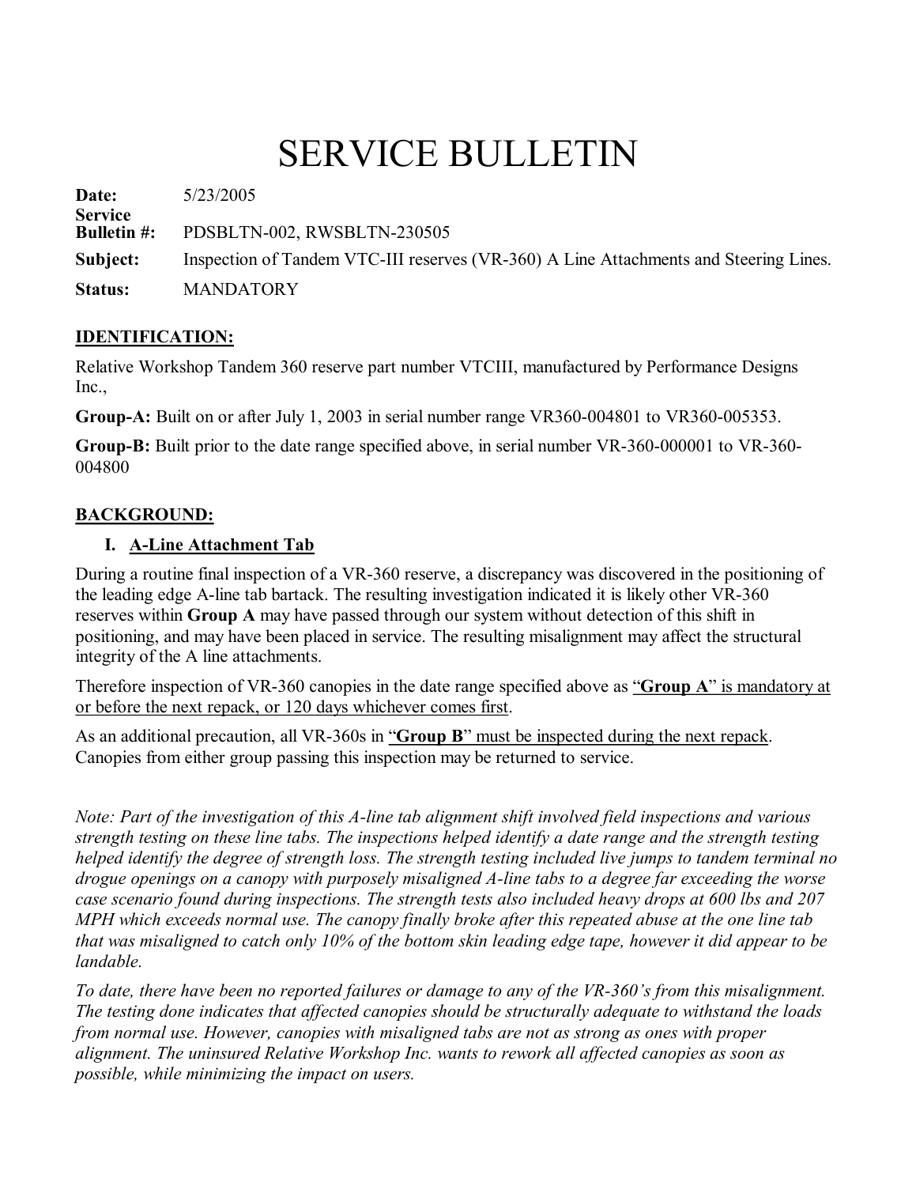# SERVICE BULLETIN

**Date:** 5/23/2005

**Service Bulletin #:** PDSBLTN-002, RWSBLTN-230505

**Subject:** Inspection of Tandem VTC-III reserves (VR-360) A Line Attachments and Steering Lines.

**Status:** MANDATORY

## IDENTIFICATION:

Relative Workshop Tandem 360 reserve part number VTCIII, manufactured by Performance Designs Inc.,

**Group-A:** Built on or after July 1, 2003 in serial number range VR360-004801 to VR360-005353.

**Group-B:** Built prior to the date range specified above, in serial number VR-360-000001 to VR-360-004800

## BACKGROUND:

### I. A-Line Attachment Tab

During a routine final inspection of a VR-360 reserve, a discrepancy was discovered in the positioning of the leading edge A-line tab bartack. The resulting investigation indicated it is likely other VR-360 reserves within **Group A** may have passed through our system without detection of this shift in positioning, and may have been placed in service. The resulting misalignment may affect the structural integrity of the A line attachments.

Therefore inspection of VR-360 canopies in the date range specified above as "**Group A**" is mandatory at or before the next repack, or 120 days whichever comes first.

As an additional precaution, all VR-360s in "**Group B**" must be inspected during the next repack. Canopies from either group passing this inspection may be returned to service.

*Note: Part of the investigation of this A-line tab alignment shift involved field inspections and various strength testing on these line tabs. The inspections helped identify a date range and the strength testing helped identify the degree of strength loss. The strength testing included live jumps to tandem terminal no drogue openings on a canopy with purposely misaligned A-line tabs to a degree far exceeding the worse case scenario found during inspections. The strength tests also included heavy drops at 600 lbs and 207 MPH which exceeds normal use. The canopy finally broke after this repeated abuse at the one line tab that was misaligned to catch only 10% of the bottom skin leading edge tape, however it did appear to be landable.*

*To date, there have been no reported failures or damage to any of the VR-360's from this misalignment. The testing done indicates that affected canopies should be structurally adequate to withstand the loads from normal use. However, canopies with misaligned tabs are not as strong as ones with proper alignment. The uninsured Relative Workshop Inc. wants to rework all affected canopies as soon as possible, while minimizing the impact on users.*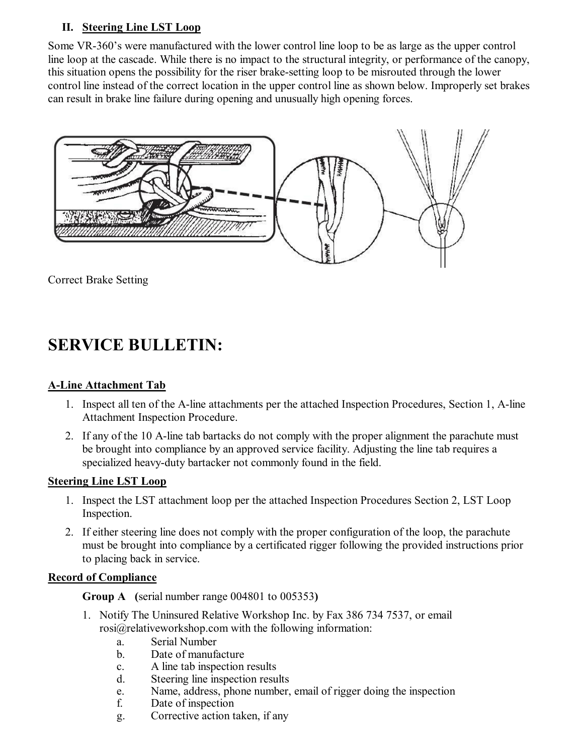## II. Steering Line LST Loop

Some VR-360's were manufactured with the lower control line loop to be as large as the upper control line loop at the cascade. While there is no impact to the structural integrity, or performance of the canopy, this situation opens the possibility for the riser brake-setting loop to be misrouted through the lower control line instead of the correct location in the upper control line as shown below. Improperly set brakes can result in brake line failure during opening and unusually high opening forces.

Correct Brake Setting

# SERVICE BULLETIN:

### A-Line Attachment Tab

1. Inspect all ten of the A-line attachments per the attached Inspection Procedures, Section 1, A-line Attachment Inspection Procedure.
2. If any of the 10 A-line tab bartacks do not comply with the proper alignment the parachute must be brought into compliance by an approved service facility. Adjusting the line tab requires a specialized heavy-duty bartacker not commonly found in the field.

### Steering Line LST Loop

1. Inspect the LST attachment loop per the attached Inspection Procedures Section 2, LST Loop Inspection.
2. If either steering line does not comply with the proper configuration of the loop, the parachute must be brought into compliance by a certificated rigger following the provided instructions prior to placing back in service.

### Record of Compliance

**Group A (**serial number range 004801 to 005353**)**

1. Notify The Uninsured Relative Workshop Inc. by Fax 386 734 7537, or email rosi@relativeworkshop.com with the following information:
   - a. Serial Number
   - b. Date of manufacture
   - c. A line tab inspection results
   - d. Steering line inspection results
   - e. Name, address, phone number, email of rigger doing the inspection
   - f. Date of inspection
   - g. Corrective action taken, if any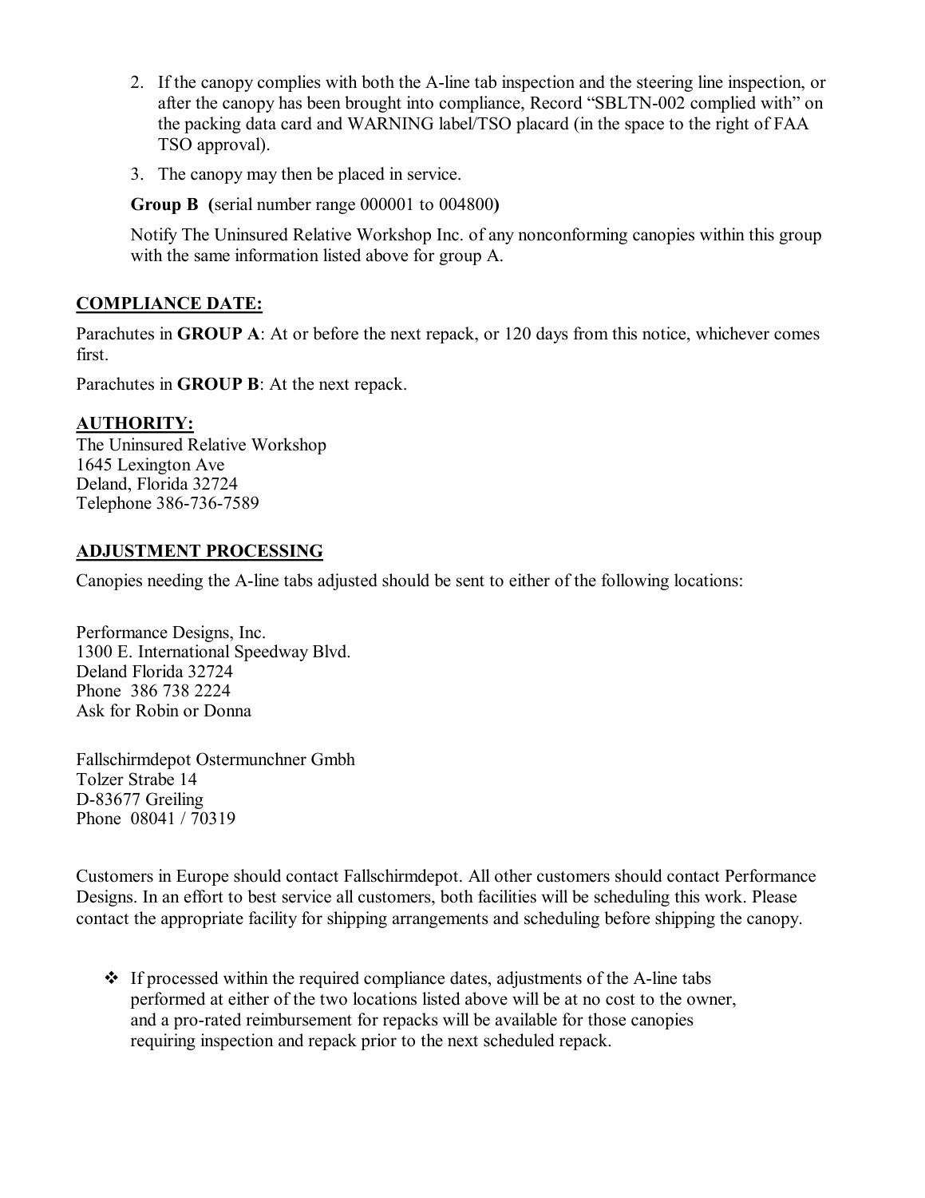2. If the canopy complies with both the A-line tab inspection and the steering line inspection, or after the canopy has been brought into compliance, Record "SBLTN-002 complied with" on the packing data card and WARNING label/TSO placard (in the space to the right of FAA TSO approval).
3. The canopy may then be placed in service.

**Group B (**serial number range 000001 to 004800**)**

Notify The Uninsured Relative Workshop Inc. of any nonconforming canopies within this group with the same information listed above for group A.

## COMPLIANCE DATE:

Parachutes in **GROUP A**: At or before the next repack, or 120 days from this notice, whichever comes first.

Parachutes in **GROUP B**: At the next repack.

## AUTHORITY:

The Uninsured Relative Workshop
1645 Lexington Ave
Deland, Florida 32724
Telephone 386-736-7589

## ADJUSTMENT PROCESSING

Canopies needing the A-line tabs adjusted should be sent to either of the following locations:

Performance Designs, Inc.
1300 E. International Speedway Blvd.
Deland Florida 32724
Phone 386 738 2224
Ask for Robin or Donna

Fallschirmdepot Ostermunchner Gmbh
Tolzer Strabe 14
D-83677 Greiling
Phone 08041 / 70319

Customers in Europe should contact Fallschirmdepot. All other customers should contact Performance Designs. In an effort to best service all customers, both facilities will be scheduling this work. Please contact the appropriate facility for shipping arrangements and scheduling before shipping the canopy.

- If processed within the required compliance dates, adjustments of the A-line tabs performed at either of the two locations listed above will be at no cost to the owner, and a pro-rated reimbursement for repacks will be available for those canopies requiring inspection and repack prior to the next scheduled repack.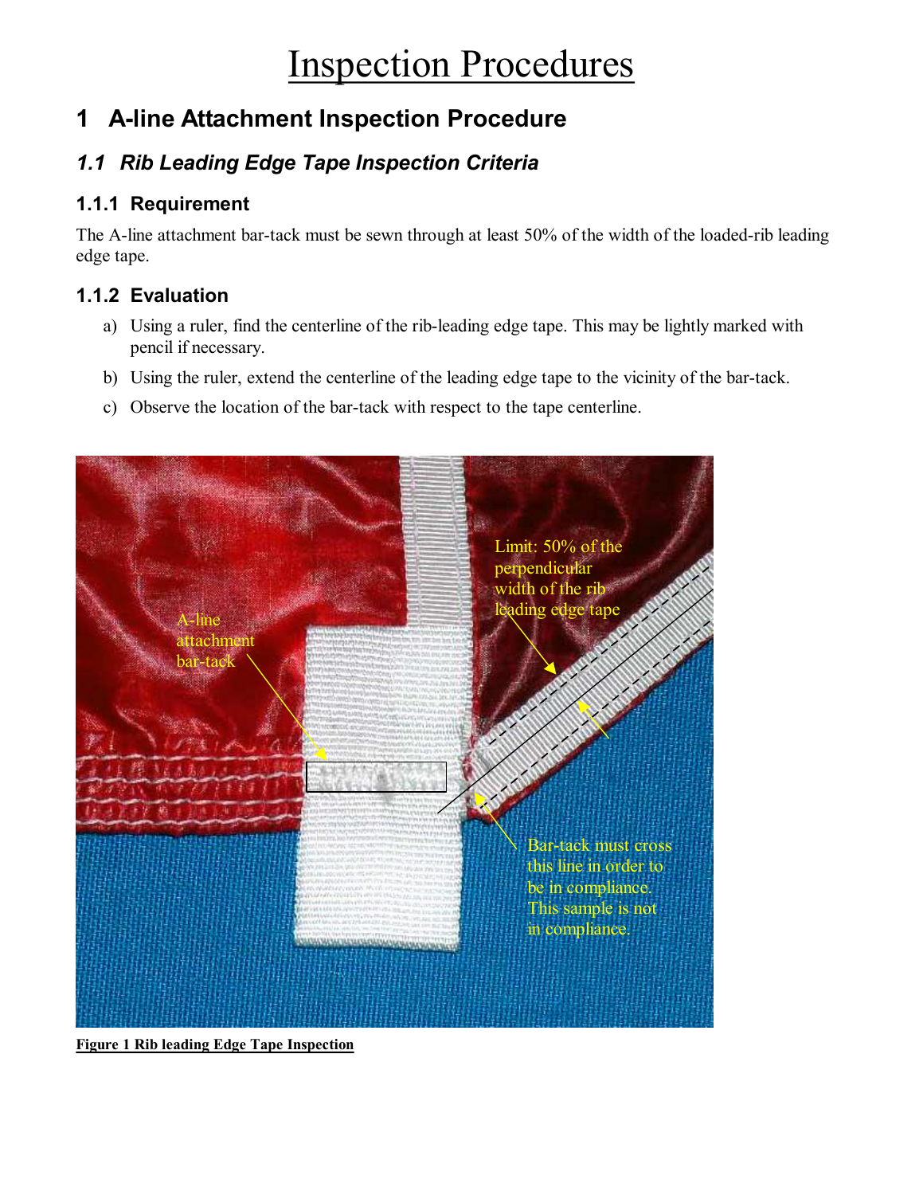# Inspection Procedures

## 1 A-line Attachment Inspection Procedure

### 1.1 Rib Leading Edge Tape Inspection Criteria

#### 1.1.1 Requirement

The A-line attachment bar-tack must be sewn through at least 50% of the width of the loaded-rib leading edge tape.

#### 1.1.2 Evaluation

a) Using a ruler, find the centerline of the rib-leading edge tape. This may be lightly marked with pencil if necessary.

b) Using the ruler, extend the centerline of the leading edge tape to the vicinity of the bar-tack.

c) Observe the location of the bar-tack with respect to the tape centerline.

A-line attachment bar-tack

Limit: 50% of the perpendicular width of the rib leading edge tape

Bar-tack must cross this line in order to be in compliance. This sample is not in compliance.

**Figure 1 Rib leading Edge Tape Inspection**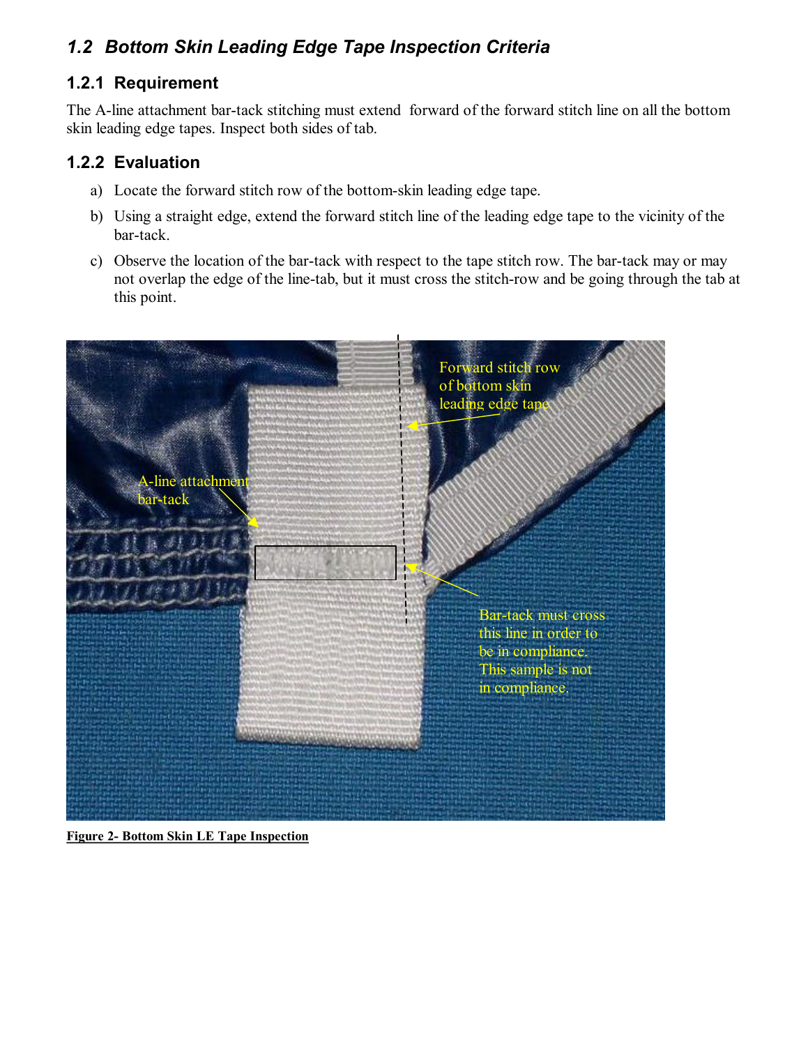## 1.2 Bottom Skin Leading Edge Tape Inspection Criteria

### 1.2.1 Requirement

The A-line attachment bar-tack stitching must extend forward of the forward stitch line on all the bottom skin leading edge tapes. Inspect both sides of tab.

### 1.2.2 Evaluation

a) Locate the forward stitch row of the bottom-skin leading edge tape.

b) Using a straight edge, extend the forward stitch line of the leading edge tape to the vicinity of the bar-tack.

c) Observe the location of the bar-tack with respect to the tape stitch row. The bar-tack may or may not overlap the edge of the line-tab, but it must cross the stitch-row and be going through the tab at this point.

**Figure 2- Bottom Skin LE Tape Inspection**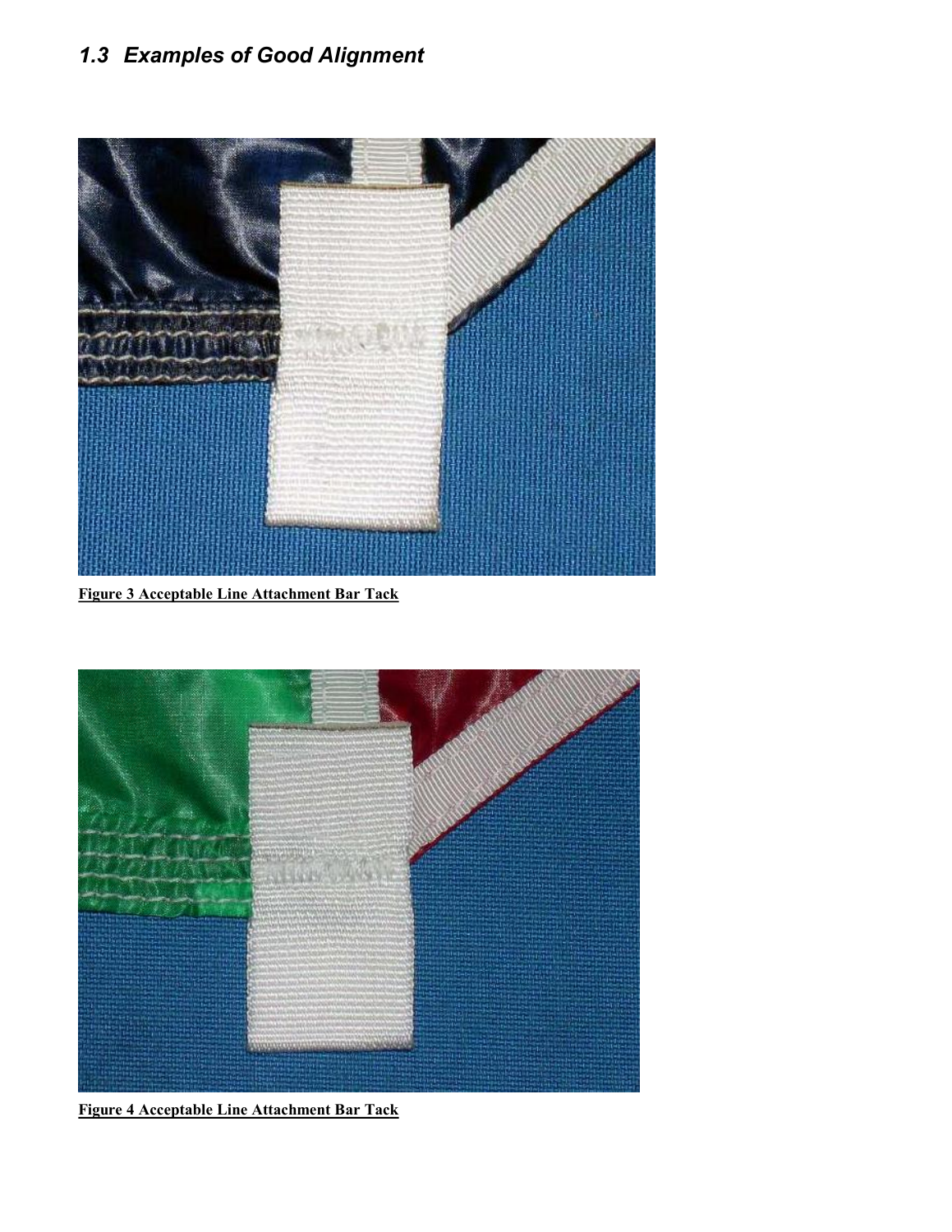## 1.3 Examples of Good Alignment

**Figure 3 Acceptable Line Attachment Bar Tack**

**Figure 4 Acceptable Line Attachment Bar Tack**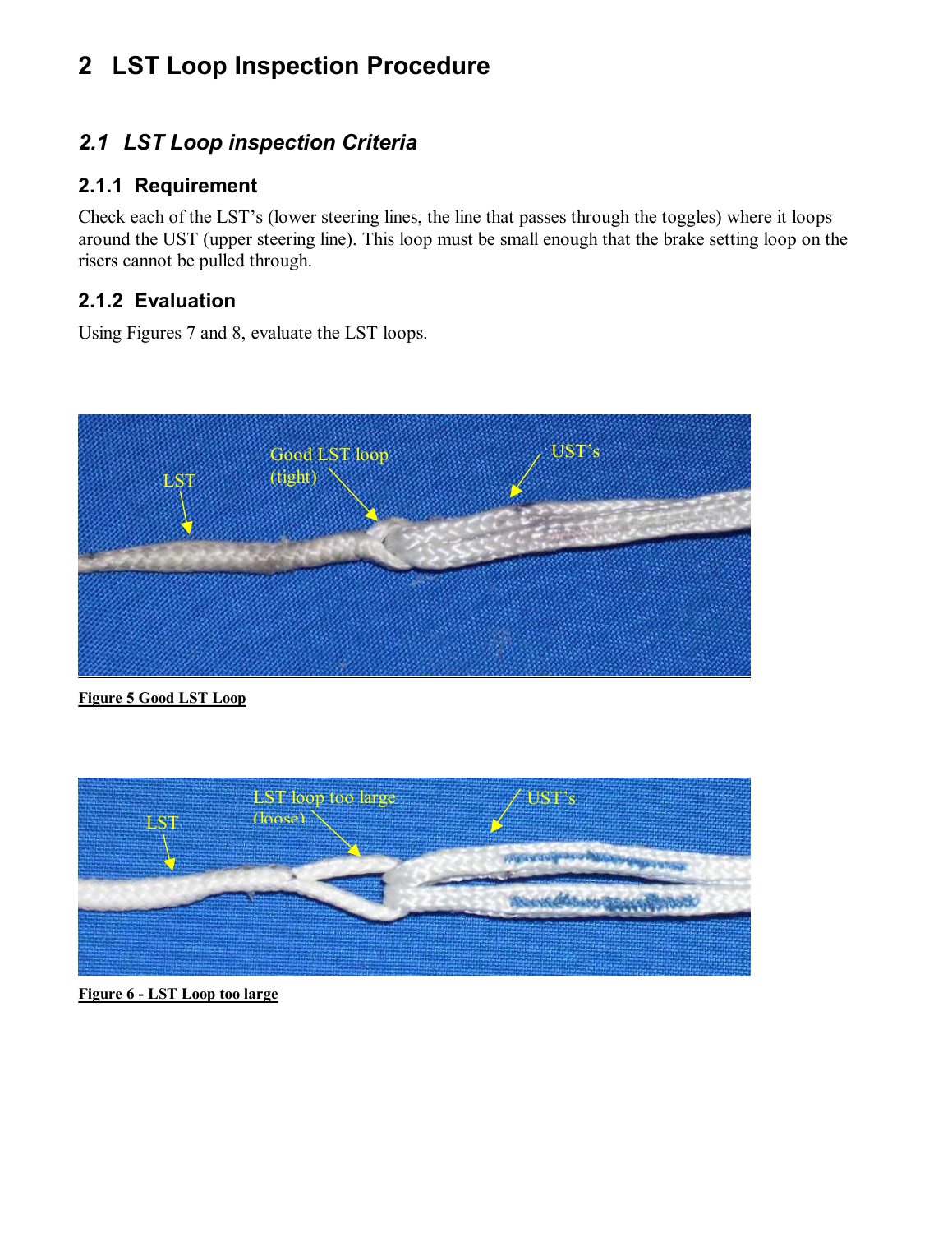# 2 LST Loop Inspection Procedure

## *2.1 LST Loop inspection Criteria*

### 2.1.1 Requirement

Check each of the LST's (lower steering lines, the line that passes through the toggles) where it loops around the UST (upper steering line). This loop must be small enough that the brake setting loop on the risers cannot be pulled through.

### 2.1.2 Evaluation

Using Figures 7 and 8, evaluate the LST loops.

**Figure 5 Good LST Loop**

**Figure 6 - LST Loop too large**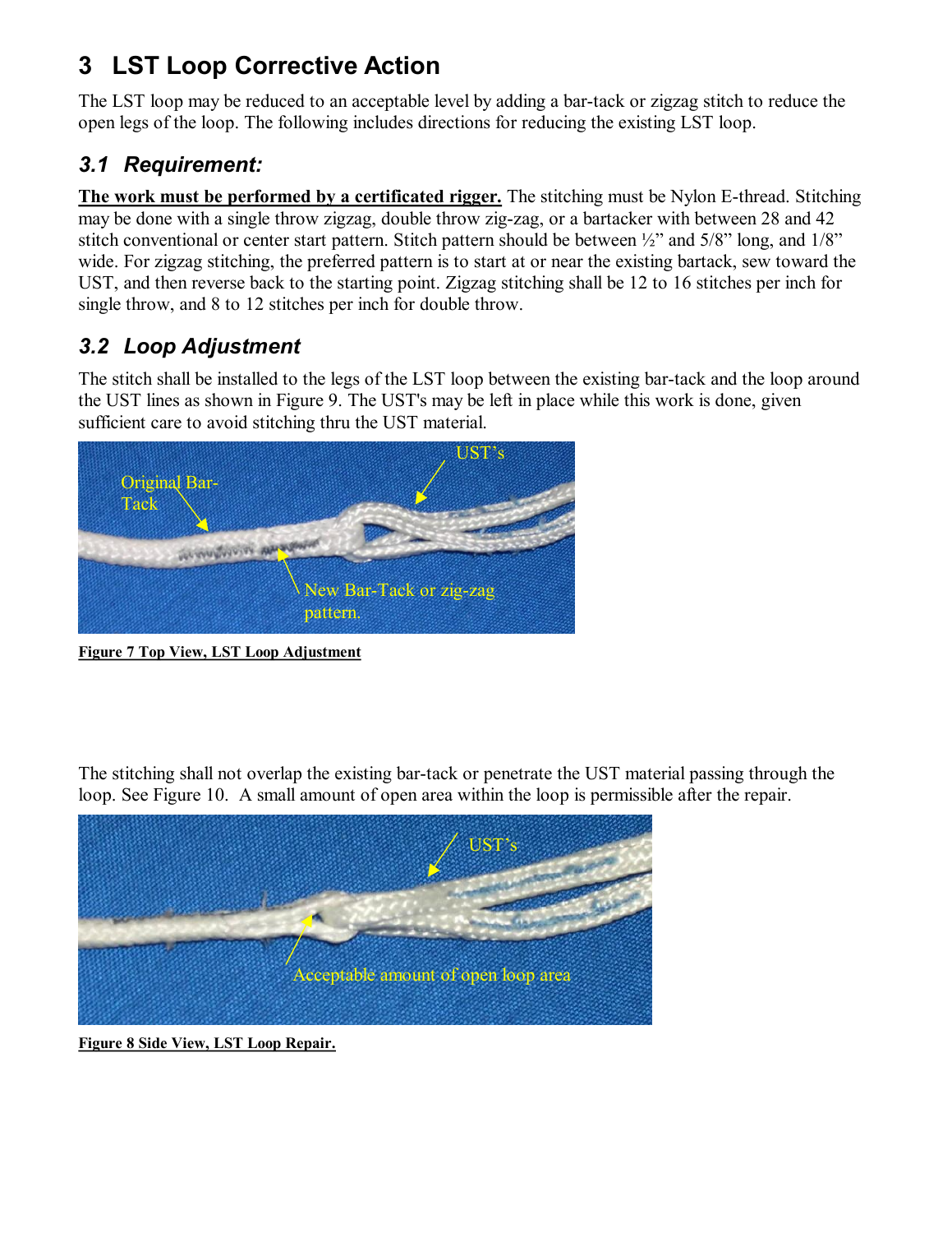# 3 LST Loop Corrective Action

The LST loop may be reduced to an acceptable level by adding a bar-tack or zigzag stitch to reduce the open legs of the loop. The following includes directions for reducing the existing LST loop.

## 3.1 *Requirement:*

**<u>The work must be performed by a certificated rigger.</u>** The stitching must be Nylon E-thread. Stitching may be done with a single throw zigzag, double throw zig-zag, or a bartacker with between 28 and 42 stitch conventional or center start pattern. Stitch pattern should be between ½" and 5/8" long, and 1/8" wide. For zigzag stitching, the preferred pattern is to start at or near the existing bartack, sew toward the UST, and then reverse back to the starting point. Zigzag stitching shall be 12 to 16 stitches per inch for single throw, and 8 to 12 stitches per inch for double throw.

## 3.2 *Loop Adjustment*

The stitch shall be installed to the legs of the LST loop between the existing bar-tack and the loop around the UST lines as shown in Figure 9. The UST's may be left in place while this work is done, given sufficient care to avoid stitching thru the UST material.

UST's

Original Bar-Tack

New Bar-Tack or zig-zag pattern.

**<u>Figure 7 Top View, LST Loop Adjustment</u>**

The stitching shall not overlap the existing bar-tack or penetrate the UST material passing through the loop. See Figure 10. A small amount of open area within the loop is permissible after the repair.

UST's

Acceptable amount of open loop area

**<u>Figure 8 Side View, LST Loop Repair.</u>**